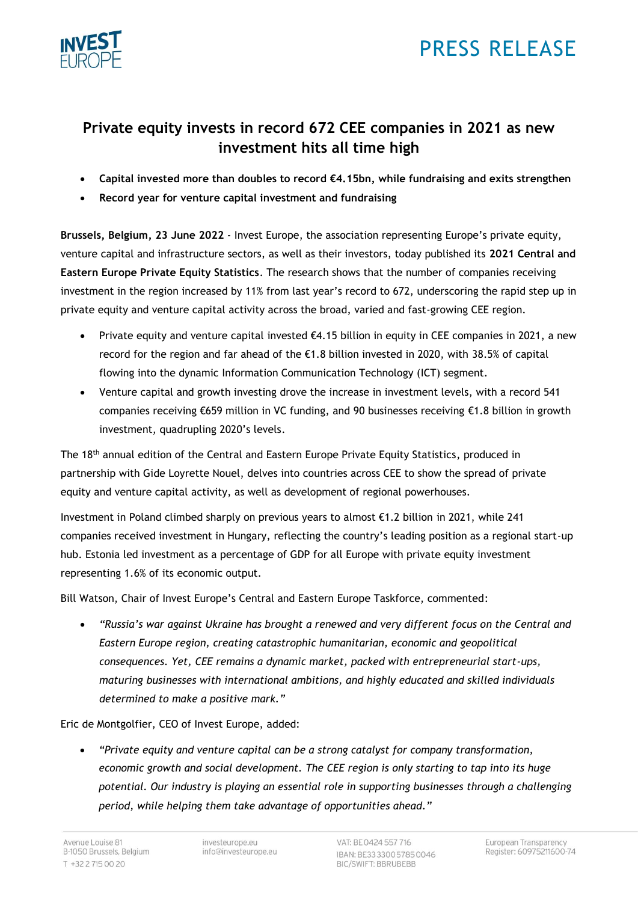PRESS RELEASE

# Private equity invests in record 672 CEE companies in 2021 as new investment hits all time high

- **Capital invested more than doubles to record €4.15bn, while fundraising and exits strengthen**
- **Record year for venture capital investment and fundraising**

**Brussels, Belgium, 23 June 2022** - Invest Europe, the association representing Europe's private equity, venture capital and infrastructure sectors, as well as their investors, today published its **2021 Central and Eastern Europe Private Equity Statistics**. The research shows that the number of companies receiving investment in the region increased by 11% from last year's record to 672, underscoring the rapid step up in private equity and venture capital activity across the broad, varied and fast-growing CEE region.

- Private equity and venture capital invested €4.15 billion in equity in CEE companies in 2021, a new record for the region and far ahead of the €1.8 billion invested in 2020, with 38.5% of capital flowing into the dynamic Information Communication Technology (ICT) segment.
- Venture capital and growth investing drove the increase in investment levels, with a record 541 companies receiving €659 million in VC funding, and 90 businesses receiving €1.8 billion in growth investment, quadrupling 2020's levels.

The 18th annual edition of the Central and Eastern Europe Private Equity Statistics, produced in partnership with Gide Loyrette Nouel, delves into countries across CEE to show the spread of private equity and venture capital activity, as well as development of regional powerhouses.

Investment in Poland climbed sharply on previous years to almost €1.2 billion in 2021, while 241 companies received investment in Hungary, reflecting the country's leading position as a regional start-up hub. Estonia led investment as a percentage of GDP for all Europe with private equity investment representing 1.6% of its economic output.

Bill Watson, Chair of Invest Europe's Central and Eastern Europe Taskforce, commented:

- *"Russia's war against Ukraine has brought a renewed and very different focus on the Central and Eastern Europe region, creating catastrophic humanitarian, economic and geopolitical consequences. Yet, CEE remains a dynamic market, packed with entrepreneurial start-ups, maturing businesses with international ambitions, and highly educated and skilled individuals determined to make a positive mark."*

Eric de Montgolfier, CEO of Invest Europe, added:

- *"Private equity and venture capital can be a strong catalyst for company transformation, economic growth and social development. The CEE region is only starting to tap into its huge potential. Our industry is playing an essential role in supporting businesses through a challenging period, while helping them take advantage of opportunities ahead."*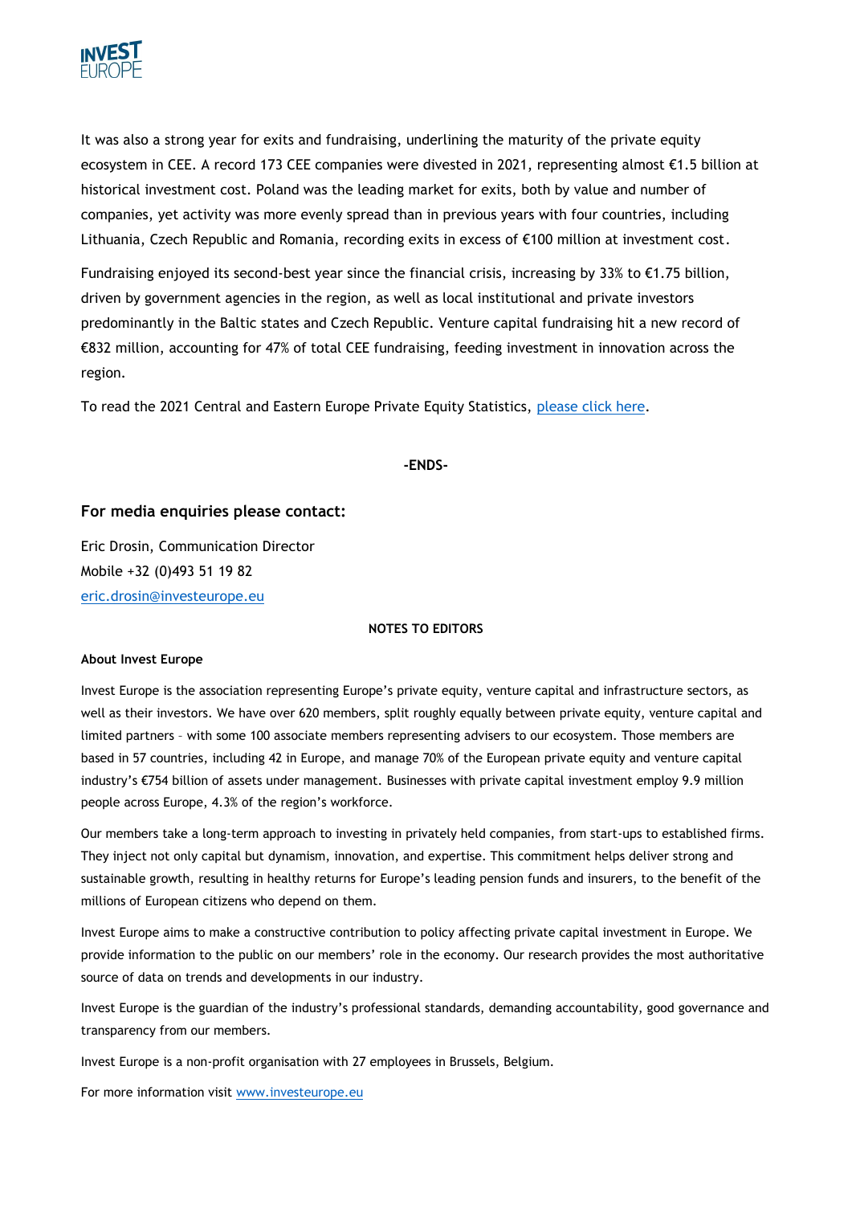It was also a strong year for exits and fundraising, underlining the maturity of the private equity ecosystem in CEE. A record 173 CEE companies were divested in 2021, representing almost €1.5 billion at historical investment cost. Poland was the leading market for exits, both by value and number of companies, yet activity was more evenly spread than in previous years with four countries, including Lithuania, Czech Republic and Romania, recording exits in excess of €100 million at investment cost.

Fundraising enjoyed its second-best year since the financial crisis, increasing by 33% to €1.75 billion, driven by government agencies in the region, as well as local institutional and private investors predominantly in the Baltic states and Czech Republic. Venture capital fundraising hit a new record of €832 million, accounting for 47% of total CEE fundraising, feeding investment in innovation across the region.

To read the 2021 Central and Eastern Europe Private Equity Statistics, please click here.

**-ENDS-**

## For media enquiries please contact:

Eric Drosin, Communication Director
Mobile +32 (0)493 51 19 82
eric.drosin@investeurope.eu

**NOTES TO EDITORS**

**About Invest Europe**

Invest Europe is the association representing Europe's private equity, venture capital and infrastructure sectors, as well as their investors. We have over 620 members, split roughly equally between private equity, venture capital and limited partners – with some 100 associate members representing advisers to our ecosystem. Those members are based in 57 countries, including 42 in Europe, and manage 70% of the European private equity and venture capital industry's €754 billion of assets under management. Businesses with private capital investment employ 9.9 million people across Europe, 4.3% of the region's workforce.

Our members take a long-term approach to investing in privately held companies, from start-ups to established firms. They inject not only capital but dynamism, innovation, and expertise. This commitment helps deliver strong and sustainable growth, resulting in healthy returns for Europe's leading pension funds and insurers, to the benefit of the millions of European citizens who depend on them.

Invest Europe aims to make a constructive contribution to policy affecting private capital investment in Europe. We provide information to the public on our members' role in the economy. Our research provides the most authoritative source of data on trends and developments in our industry.

Invest Europe is the guardian of the industry's professional standards, demanding accountability, good governance and transparency from our members.

Invest Europe is a non-profit organisation with 27 employees in Brussels, Belgium.

For more information visit www.investeurope.eu